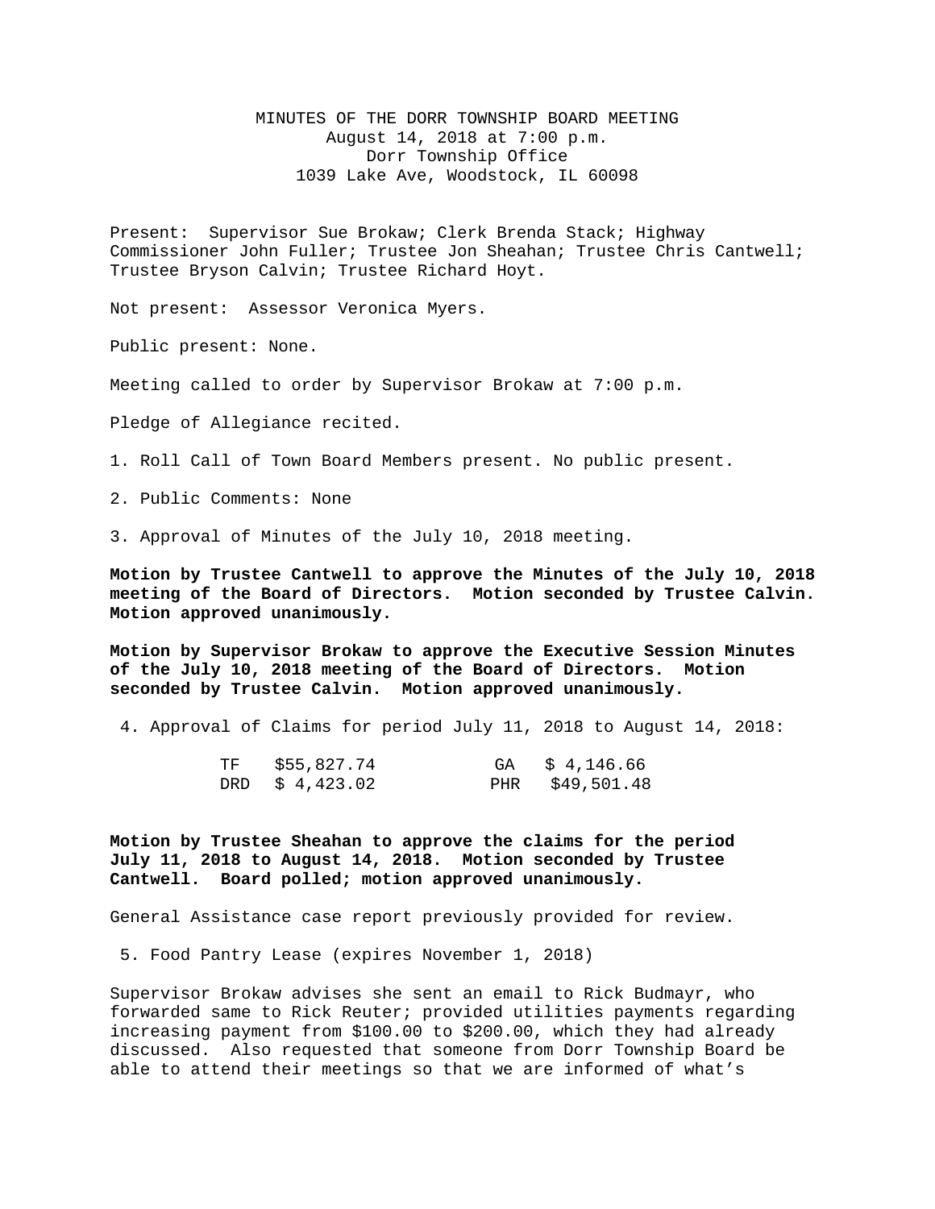# MINUTES OF THE DORR TOWNSHIP BOARD MEETING

August 14, 2018 at 7:00 p.m.
Dorr Township Office
1039 Lake Ave, Woodstock, IL 60098

Present: Supervisor Sue Brokaw; Clerk Brenda Stack; Highway Commissioner John Fuller; Trustee Jon Sheahan; Trustee Chris Cantwell; Trustee Bryson Calvin; Trustee Richard Hoyt.

Not present: Assessor Veronica Myers.

Public present: None.

Meeting called to order by Supervisor Brokaw at 7:00 p.m.

Pledge of Allegiance recited.

1. Roll Call of Town Board Members present. No public present.

2. Public Comments: None

3. Approval of Minutes of the July 10, 2018 meeting.

**Motion by Trustee Cantwell to approve the Minutes of the July 10, 2018 meeting of the Board of Directors. Motion seconded by Trustee Calvin. Motion approved unanimously.**

**Motion by Supervisor Brokaw to approve the Executive Session Minutes of the July 10, 2018 meeting of the Board of Directors. Motion seconded by Trustee Calvin. Motion approved unanimously.**

4. Approval of Claims for period July 11, 2018 to August 14, 2018:

| | | | |
|---|---|---|---|
| TF | $55,827.74 | GA | $ 4,146.66 |
| DRD | $ 4,423.02 | PHR | $49,501.48 |

**Motion by Trustee Sheahan to approve the claims for the period July 11, 2018 to August 14, 2018. Motion seconded by Trustee Cantwell. Board polled; motion approved unanimously.**

General Assistance case report previously provided for review.

5. Food Pantry Lease (expires November 1, 2018)

Supervisor Brokaw advises she sent an email to Rick Budmayr, who forwarded same to Rick Reuter; provided utilities payments regarding increasing payment from $100.00 to $200.00, which they had already discussed. Also requested that someone from Dorr Township Board be able to attend their meetings so that we are informed of what's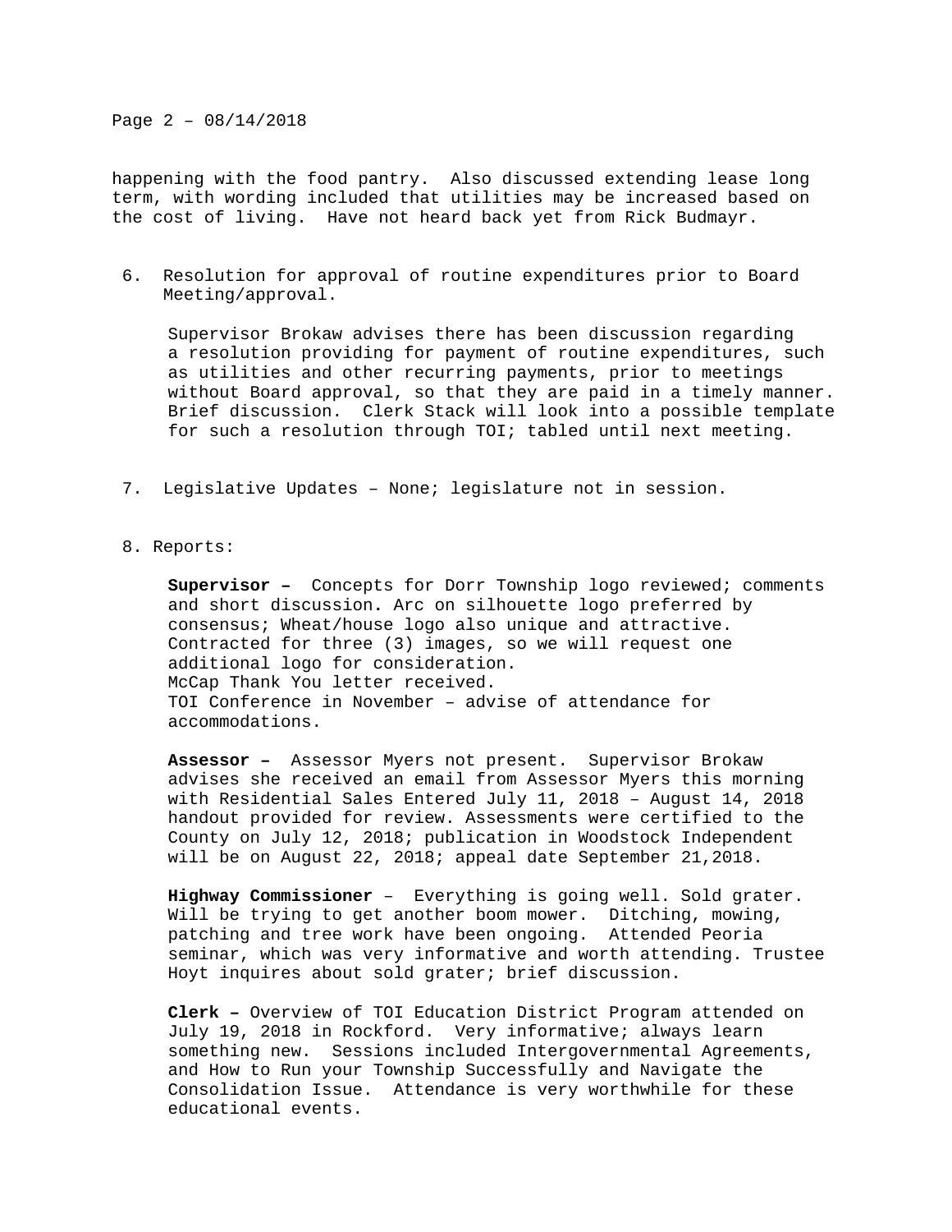happening with the food pantry. Also discussed extending lease long term, with wording included that utilities may be increased based on the cost of living. Have not heard back yet from Rick Budmayr.

6. Resolution for approval of routine expenditures prior to Board Meeting/approval.

   Supervisor Brokaw advises there has been discussion regarding a resolution providing for payment of routine expenditures, such as utilities and other recurring payments, prior to meetings without Board approval, so that they are paid in a timely manner. Brief discussion. Clerk Stack will look into a possible template for such a resolution through TOI; tabled until next meeting.

7. Legislative Updates – None; legislature not in session.

8. Reports:

   **Supervisor –** Concepts for Dorr Township logo reviewed; comments and short discussion. Arc on silhouette logo preferred by consensus; Wheat/house logo also unique and attractive. Contracted for three (3) images, so we will request one additional logo for consideration.
   McCap Thank You letter received.
   TOI Conference in November – advise of attendance for accommodations.

   **Assessor –** Assessor Myers not present. Supervisor Brokaw advises she received an email from Assessor Myers this morning with Residential Sales Entered July 11, 2018 – August 14, 2018 handout provided for review. Assessments were certified to the County on July 12, 2018; publication in Woodstock Independent will be on August 22, 2018; appeal date September 21,2018.

   **Highway Commissioner** – Everything is going well. Sold grater. Will be trying to get another boom mower. Ditching, mowing, patching and tree work have been ongoing. Attended Peoria seminar, which was very informative and worth attending. Trustee Hoyt inquires about sold grater; brief discussion.

   **Clerk –** Overview of TOI Education District Program attended on July 19, 2018 in Rockford. Very informative; always learn something new. Sessions included Intergovernmental Agreements, and How to Run your Township Successfully and Navigate the Consolidation Issue. Attendance is very worthwhile for these educational events.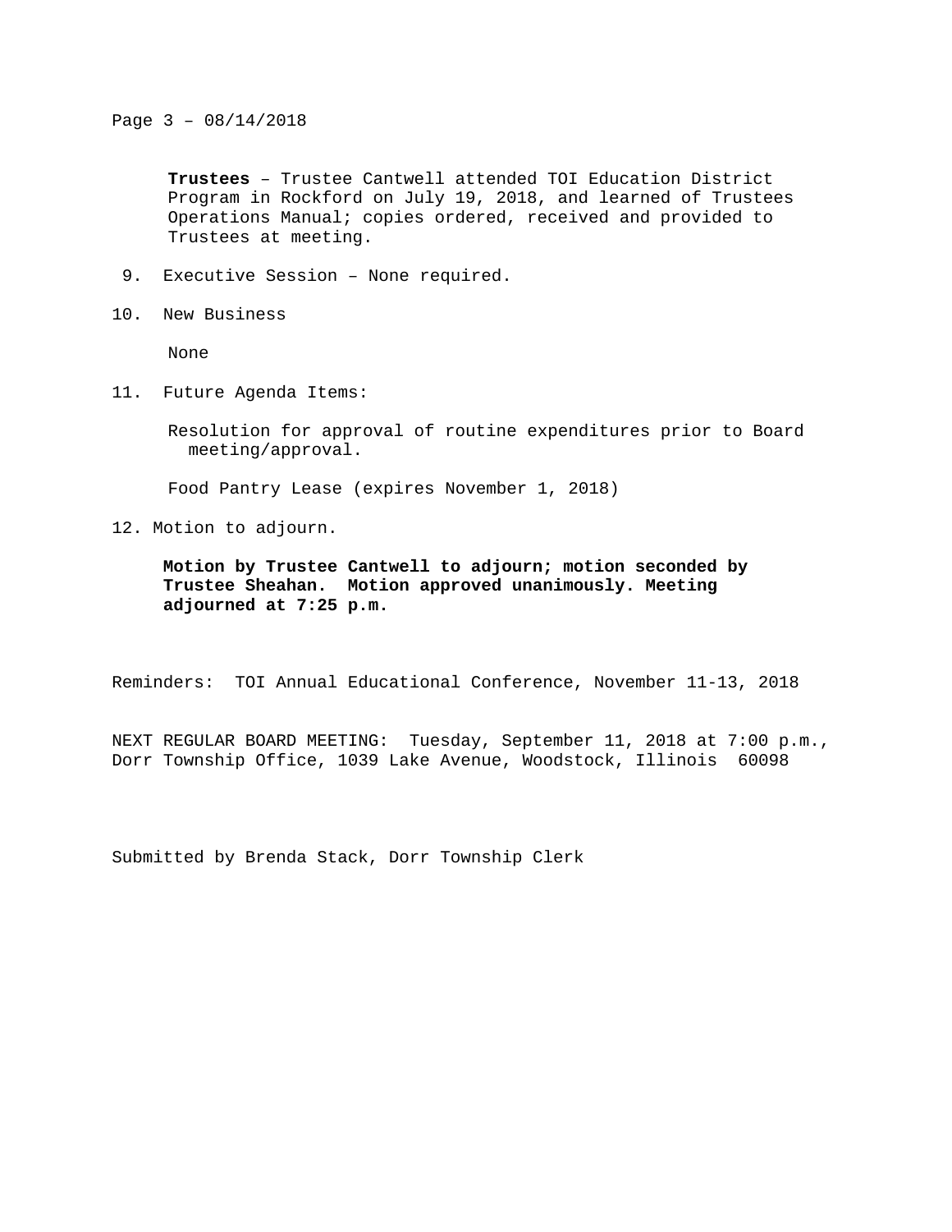**Trustees** – Trustee Cantwell attended TOI Education District Program in Rockford on July 19, 2018, and learned of Trustees Operations Manual; copies ordered, received and provided to Trustees at meeting.

9. Executive Session – None required.

10. New Business

    None

11. Future Agenda Items:

    Resolution for approval of routine expenditures prior to Board meeting/approval.

    Food Pantry Lease (expires November 1, 2018)

12. Motion to adjourn.

    **Motion by Trustee Cantwell to adjourn; motion seconded by Trustee Sheahan. Motion approved unanimously. Meeting adjourned at 7:25 p.m.**

Reminders: TOI Annual Educational Conference, November 11-13, 2018

NEXT REGULAR BOARD MEETING: Tuesday, September 11, 2018 at 7:00 p.m., Dorr Township Office, 1039 Lake Avenue, Woodstock, Illinois 60098

Submitted by Brenda Stack, Dorr Township Clerk